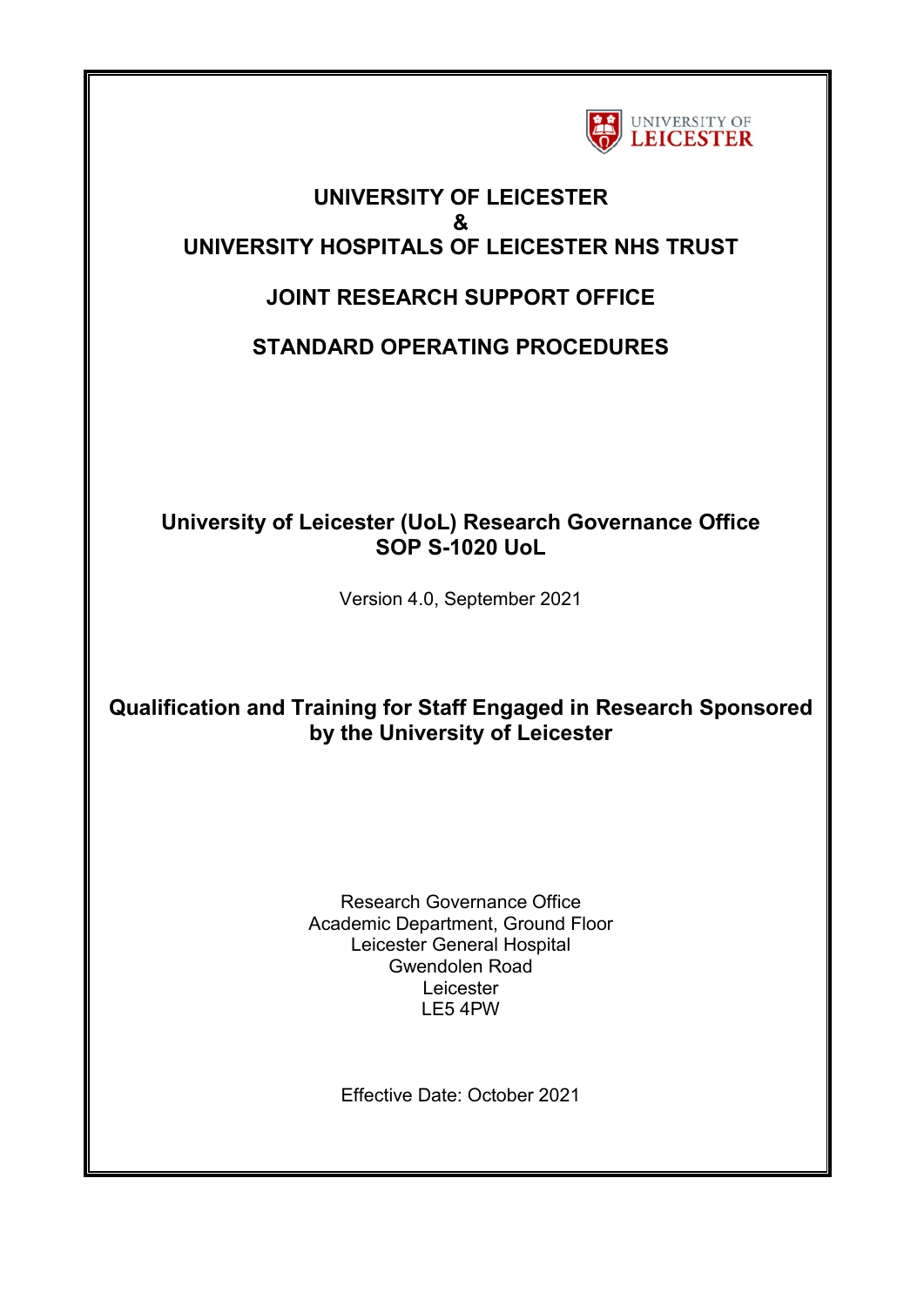UNIVERSITY OF LEICESTER

# UNIVERSITY OF LEICESTER
# &
# UNIVERSITY HOSPITALS OF LEICESTER NHS TRUST

## JOINT RESEARCH SUPPORT OFFICE

## STANDARD OPERATING PROCEDURES

### University of Leicester (UoL) Research Governance Office
### SOP S-1020 UoL

Version 4.0, September 2021

## Qualification and Training for Staff Engaged in Research Sponsored by the University of Leicester

Research Governance Office
Academic Department, Ground Floor
Leicester General Hospital
Gwendolen Road
Leicester
LE5 4PW

Effective Date: October 2021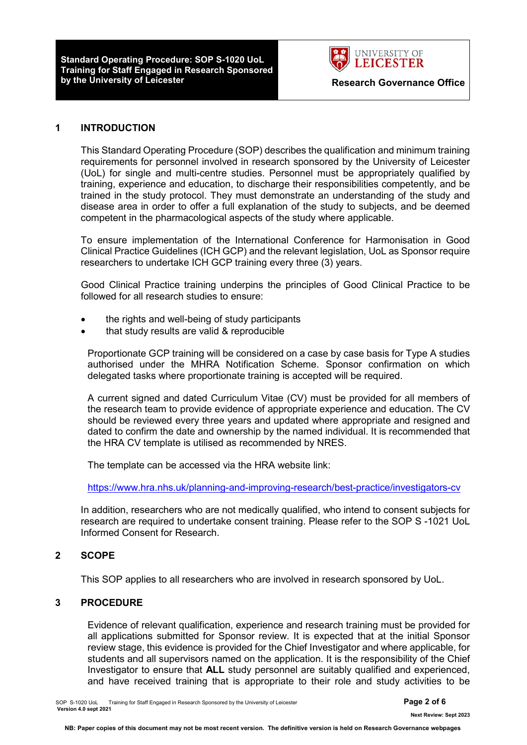## 1 INTRODUCTION

This Standard Operating Procedure (SOP) describes the qualification and minimum training requirements for personnel involved in research sponsored by the University of Leicester (UoL) for single and multi-centre studies. Personnel must be appropriately qualified by training, experience and education, to discharge their responsibilities competently, and be trained in the study protocol. They must demonstrate an understanding of the study and disease area in order to offer a full explanation of the study to subjects, and be deemed competent in the pharmacological aspects of the study where applicable.

To ensure implementation of the International Conference for Harmonisation in Good Clinical Practice Guidelines (ICH GCP) and the relevant legislation, UoL as Sponsor require researchers to undertake ICH GCP training every three (3) years.

Good Clinical Practice training underpins the principles of Good Clinical Practice to be followed for all research studies to ensure:

- the rights and well-being of study participants
- that study results are valid & reproducible

Proportionate GCP training will be considered on a case by case basis for Type A studies authorised under the MHRA Notification Scheme. Sponsor confirmation on which delegated tasks where proportionate training is accepted will be required.

A current signed and dated Curriculum Vitae (CV) must be provided for all members of the research team to provide evidence of appropriate experience and education. The CV should be reviewed every three years and updated where appropriate and resigned and dated to confirm the date and ownership by the named individual. It is recommended that the HRA CV template is utilised as recommended by NRES.

The template can be accessed via the HRA website link:

https://www.hra.nhs.uk/planning-and-improving-research/best-practice/investigators-cv

In addition, researchers who are not medically qualified, who intend to consent subjects for research are required to undertake consent training. Please refer to the SOP S -1021 UoL Informed Consent for Research.

## 2 SCOPE

This SOP applies to all researchers who are involved in research sponsored by UoL.

## 3 PROCEDURE

Evidence of relevant qualification, experience and research training must be provided for all applications submitted for Sponsor review. It is expected that at the initial Sponsor review stage, this evidence is provided for the Chief Investigator and where applicable, for students and all supervisors named on the application. It is the responsibility of the Chief Investigator to ensure that **ALL** study personnel are suitably qualified and experienced, and have received training that is appropriate to their role and study activities to be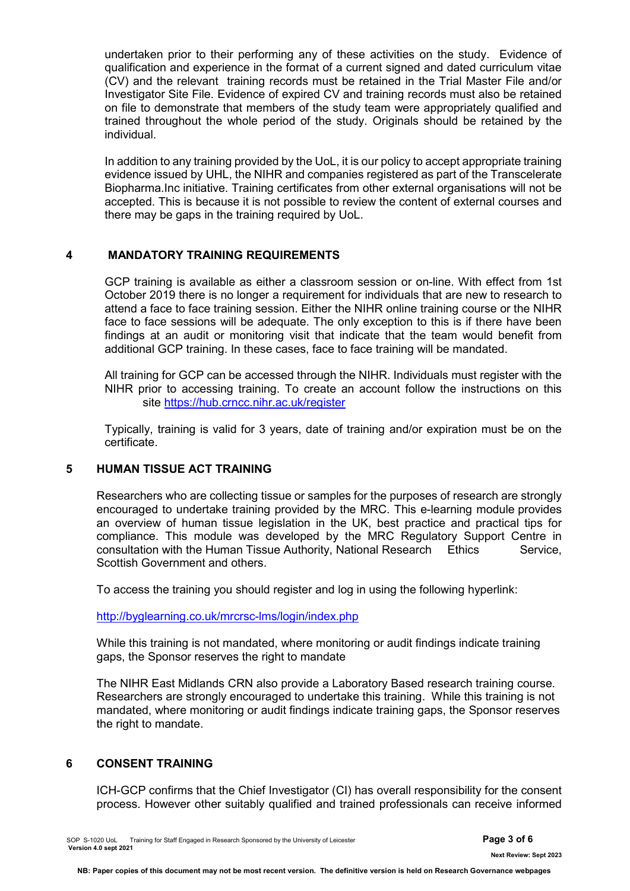undertaken prior to their performing any of these activities on the study. Evidence of qualification and experience in the format of a current signed and dated curriculum vitae (CV) and the relevant training records must be retained in the Trial Master File and/or Investigator Site File. Evidence of expired CV and training records must also be retained on file to demonstrate that members of the study team were appropriately qualified and trained throughout the whole period of the study. Originals should be retained by the individual.

In addition to any training provided by the UoL, it is our policy to accept appropriate training evidence issued by UHL, the NIHR and companies registered as part of the Transcelerate Biopharma.Inc initiative. Training certificates from other external organisations will not be accepted. This is because it is not possible to review the content of external courses and there may be gaps in the training required by UoL.

## 4 MANDATORY TRAINING REQUIREMENTS

GCP training is available as either a classroom session or on-line. With effect from 1st October 2019 there is no longer a requirement for individuals that are new to research to attend a face to face training session. Either the NIHR online training course or the NIHR face to face sessions will be adequate. The only exception to this is if there have been findings at an audit or monitoring visit that indicate that the team would benefit from additional GCP training. In these cases, face to face training will be mandated.

All training for GCP can be accessed through the NIHR. Individuals must register with the NIHR prior to accessing training. To create an account follow the instructions on this site https://hub.crncc.nihr.ac.uk/register

Typically, training is valid for 3 years, date of training and/or expiration must be on the certificate.

## 5 HUMAN TISSUE ACT TRAINING

Researchers who are collecting tissue or samples for the purposes of research are strongly encouraged to undertake training provided by the MRC. This e-learning module provides an overview of human tissue legislation in the UK, best practice and practical tips for compliance. This module was developed by the MRC Regulatory Support Centre in consultation with the Human Tissue Authority, National Research Ethics Service, Scottish Government and others.

To access the training you should register and log in using the following hyperlink:

http://byglearning.co.uk/mrcrsc-lms/login/index.php

While this training is not mandated, where monitoring or audit findings indicate training gaps, the Sponsor reserves the right to mandate

The NIHR East Midlands CRN also provide a Laboratory Based research training course. Researchers are strongly encouraged to undertake this training. While this training is not mandated, where monitoring or audit findings indicate training gaps, the Sponsor reserves the right to mandate.

## 6 CONSENT TRAINING

ICH-GCP confirms that the Chief Investigator (CI) has overall responsibility for the consent process. However other suitably qualified and trained professionals can receive informed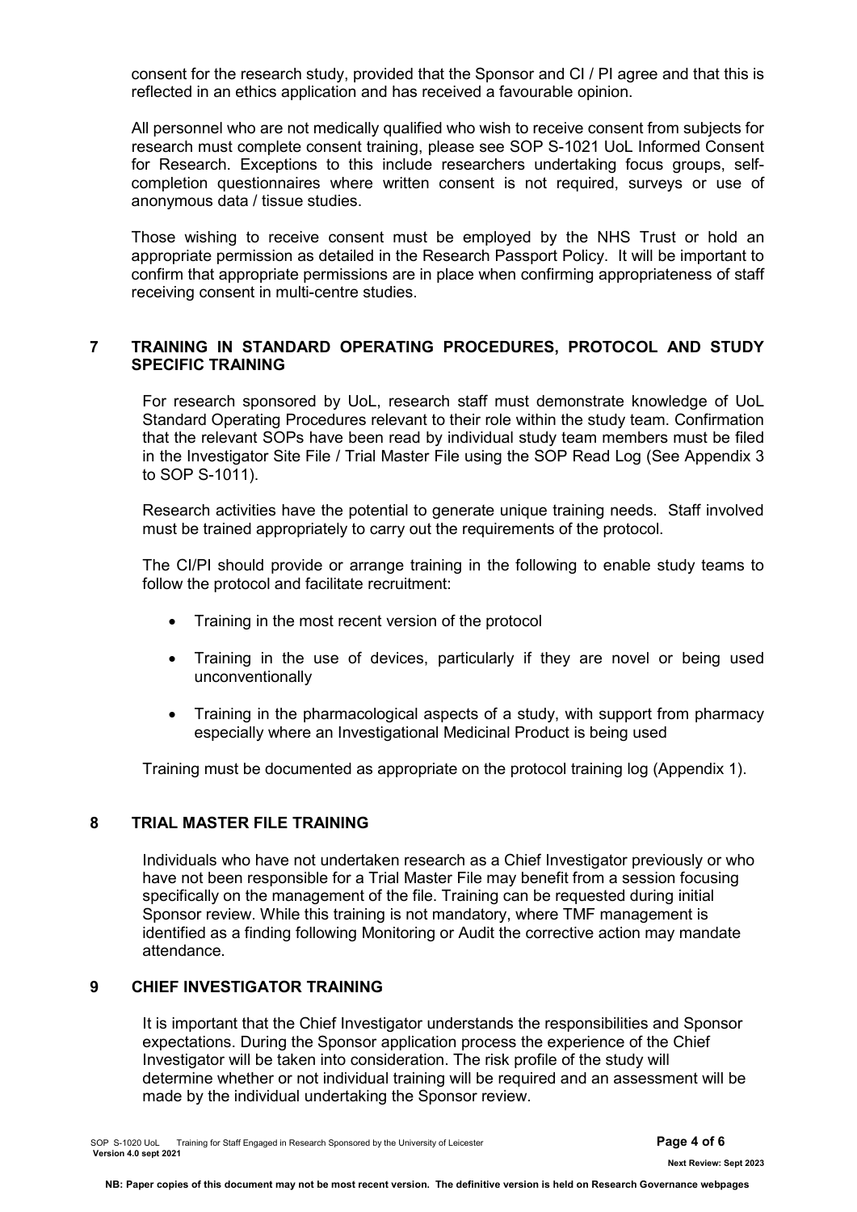consent for the research study, provided that the Sponsor and CI / PI agree and that this is reflected in an ethics application and has received a favourable opinion.

All personnel who are not medically qualified who wish to receive consent from subjects for research must complete consent training, please see SOP S-1021 UoL Informed Consent for Research. Exceptions to this include researchers undertaking focus groups, self-completion questionnaires where written consent is not required, surveys or use of anonymous data / tissue studies.

Those wishing to receive consent must be employed by the NHS Trust or hold an appropriate permission as detailed in the Research Passport Policy. It will be important to confirm that appropriate permissions are in place when confirming appropriateness of staff receiving consent in multi-centre studies.

## 7 TRAINING IN STANDARD OPERATING PROCEDURES, PROTOCOL AND STUDY SPECIFIC TRAINING

For research sponsored by UoL, research staff must demonstrate knowledge of UoL Standard Operating Procedures relevant to their role within the study team. Confirmation that the relevant SOPs have been read by individual study team members must be filed in the Investigator Site File / Trial Master File using the SOP Read Log (See Appendix 3 to SOP S-1011).

Research activities have the potential to generate unique training needs. Staff involved must be trained appropriately to carry out the requirements of the protocol.

The CI/PI should provide or arrange training in the following to enable study teams to follow the protocol and facilitate recruitment:

- Training in the most recent version of the protocol
- Training in the use of devices, particularly if they are novel or being used unconventionally
- Training in the pharmacological aspects of a study, with support from pharmacy especially where an Investigational Medicinal Product is being used

Training must be documented as appropriate on the protocol training log (Appendix 1).

## 8 TRIAL MASTER FILE TRAINING

Individuals who have not undertaken research as a Chief Investigator previously or who have not been responsible for a Trial Master File may benefit from a session focusing specifically on the management of the file. Training can be requested during initial Sponsor review. While this training is not mandatory, where TMF management is identified as a finding following Monitoring or Audit the corrective action may mandate attendance.

## 9 CHIEF INVESTIGATOR TRAINING

It is important that the Chief Investigator understands the responsibilities and Sponsor expectations. During the Sponsor application process the experience of the Chief Investigator will be taken into consideration. The risk profile of the study will determine whether or not individual training will be required and an assessment will be made by the individual undertaking the Sponsor review.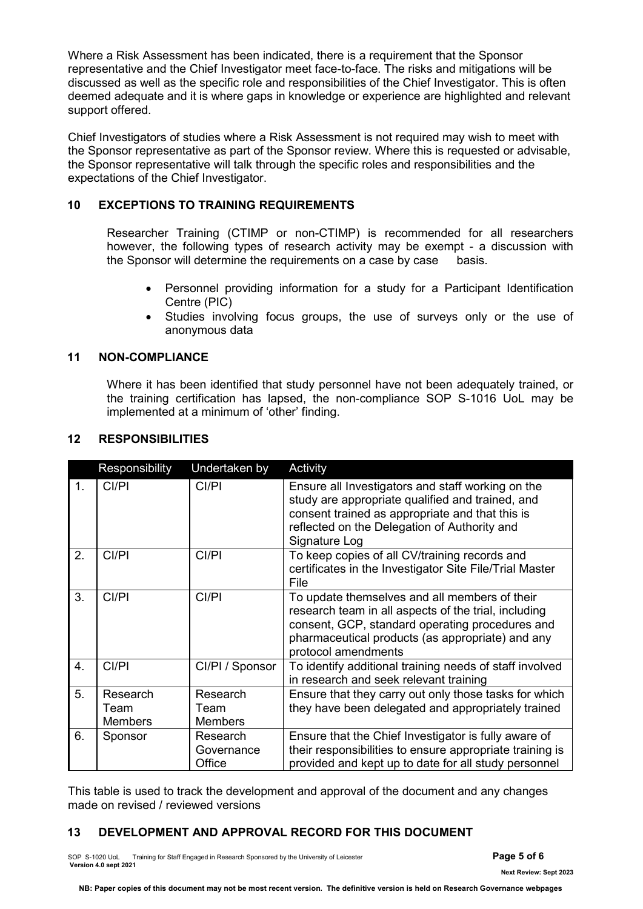Where a Risk Assessment has been indicated, there is a requirement that the Sponsor representative and the Chief Investigator meet face-to-face. The risks and mitigations will be discussed as well as the specific role and responsibilities of the Chief Investigator. This is often deemed adequate and it is where gaps in knowledge or experience are highlighted and relevant support offered.

Chief Investigators of studies where a Risk Assessment is not required may wish to meet with the Sponsor representative as part of the Sponsor review. Where this is requested or advisable, the Sponsor representative will talk through the specific roles and responsibilities and the expectations of the Chief Investigator.

## 10 EXCEPTIONS TO TRAINING REQUIREMENTS

Researcher Training (CTIMP or non-CTIMP) is recommended for all researchers however, the following types of research activity may be exempt - a discussion with the Sponsor will determine the requirements on a case by case basis.

- Personnel providing information for a study for a Participant Identification Centre (PIC)
- Studies involving focus groups, the use of surveys only or the use of anonymous data

## 11 NON-COMPLIANCE

Where it has been identified that study personnel have not been adequately trained, or the training certification has lapsed, the non-compliance SOP S-1016 UoL may be implemented at a minimum of 'other' finding.

## 12 RESPONSIBILITIES

| | Responsibility | Undertaken by | Activity |
|---|---|---|---|
| 1. | CI/PI | CI/PI | Ensure all Investigators and staff working on the study are appropriate qualified and trained, and consent trained as appropriate and that this is reflected on the Delegation of Authority and Signature Log |
| 2. | CI/PI | CI/PI | To keep copies of all CV/training records and certificates in the Investigator Site File/Trial Master File |
| 3. | CI/PI | CI/PI | To update themselves and all members of their research team in all aspects of the trial, including consent, GCP, standard operating procedures and pharmaceutical products (as appropriate) and any protocol amendments |
| 4. | CI/PI | CI/PI / Sponsor | To identify additional training needs of staff involved in research and seek relevant training |
| 5. | Research Team Members | Research Team Members | Ensure that they carry out only those tasks for which they have been delegated and appropriately trained |
| 6. | Sponsor | Research Governance Office | Ensure that the Chief Investigator is fully aware of their responsibilities to ensure appropriate training is provided and kept up to date for all study personnel |

This table is used to track the development and approval of the document and any changes made on revised / reviewed versions

## 13 DEVELOPMENT AND APPROVAL RECORD FOR THIS DOCUMENT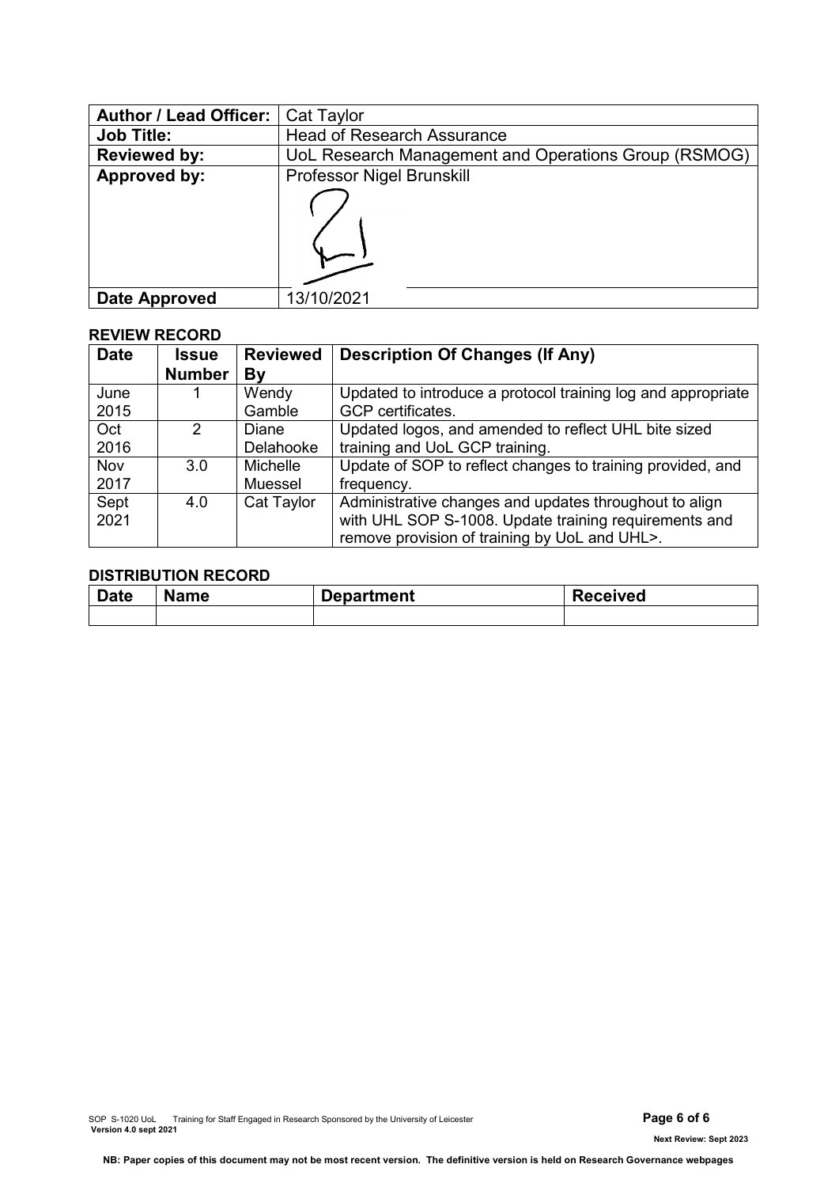| | |
|---|---|
| **Author / Lead Officer:** | Cat Taylor |
| **Job Title:** | Head of Research Assurance |
| **Reviewed by:** | UoL Research Management and Operations Group (RSMOG) |
| **Approved by:** | Professor Nigel Brunskill |
| **Date Approved** | 13/10/2021 |

**REVIEW RECORD**

| Date | Issue Number | Reviewed By | Description Of Changes (If Any) |
|---|---|---|---|
| June 2015 | 1 | Wendy Gamble | Updated to introduce a protocol training log and appropriate GCP certificates. |
| Oct 2016 | 2 | Diane Delahooke | Updated logos, and amended to reflect UHL bite sized training and UoL GCP training. |
| Nov 2017 | 3.0 | Michelle Muessel | Update of SOP to reflect changes to training provided, and frequency. |
| Sept 2021 | 4.0 | Cat Taylor | Administrative changes and updates throughout to align with UHL SOP S-1008. Update training requirements and remove provision of training by UoL and UHL>. |

**DISTRIBUTION RECORD**

| Date | Name | Department | Received |
|---|---|---|---|
| | | | |

NB: Paper copies of this document may not be most recent version. The definitive version is held on Research Governance webpages